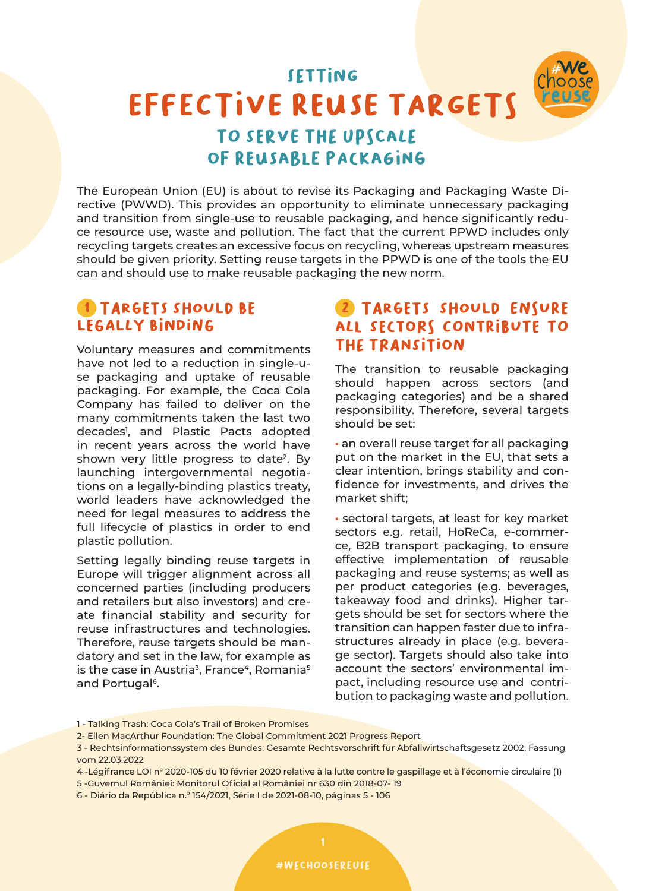# SETTING EFFECTIVE REUSE TARGETS

## TO SERVE THE UPSCALE OF REUSABLE PACKAGING

The European Union (EU) is about to revise its Packaging and Packaging Waste Directive (PWWD). This provides an opportunity to eliminate unnecessary packaging and transition from single-use to reusable packaging, and hence significantly reduce resource use, waste and pollution. The fact that the current PPWD includes only recycling targets creates an excessive focus on recycling, whereas upstream measures should be given priority. Setting reuse targets in the PPWD is one of the tools the EU can and should use to make reusable packaging the new norm.

### 1 TARGETS SHOULD BE LEGALLY BINDING

Voluntary measures and commitments have not led to a reduction in single-use packaging and uptake of reusable packaging. For example, the Coca Cola Company has failed to deliver on the many commitments taken the last two decades[1], and Plastic Pacts adopted in recent years across the world have shown very little progress to date[2]. By launching intergovernmental negotiations on a legally-binding plastics treaty, world leaders have acknowledged the need for legal measures to address the full lifecycle of plastics in order to end plastic pollution.

Setting legally binding reuse targets in Europe will trigger alignment across all concerned parties (including producers and retailers but also investors) and create financial stability and security for reuse infrastructures and technologies. Therefore, reuse targets should be mandatory and set in the law, for example as is the case in Austria[3], France[4], Romania[5] and Portugal[6].

### 2 TARGETS SHOULD ENSURE ALL SECTORS CONTRIBUTE TO THE TRANSITION

The transition to reusable packaging should happen across sectors (and packaging categories) and be a shared responsibility. Therefore, several targets should be set:

- an overall reuse target for all packaging put on the market in the EU, that sets a clear intention, brings stability and confidence for investments, and drives the market shift;
- sectoral targets, at least for key market sectors e.g. retail, HoReCa, e-commerce, B2B transport packaging, to ensure effective implementation of reusable packaging and reuse systems; as well as per product categories (e.g. beverages, takeaway food and drinks). Higher targets should be set for sectors where the transition can happen faster due to infrastructures already in place (e.g. beverage sector). Targets should also take into account the sectors' environmental impact, including resource use and contribution to packaging waste and pollution.

---

1 - Talking Trash: Coca Cola's Trail of Broken Promises

2- Ellen MacArthur Foundation: The Global Commitment 2021 Progress Report

3 - Rechtsinformationssystem des Bundes: Gesamte Rechtsvorschrift für Abfallwirtschaftsgesetz 2002, Fassung vom 22.03.2022

4 -Légifrance LOI n° 2020-105 du 10 février 2020 relative à la lutte contre le gaspillage et à l'économie circulaire (1)

5 -Guvernul României: Monitorul Oficial al României nr 630 din 2018-07- 19

6 - Diário da República n.º 154/2021, Série I de 2021-08-10, páginas 5 - 106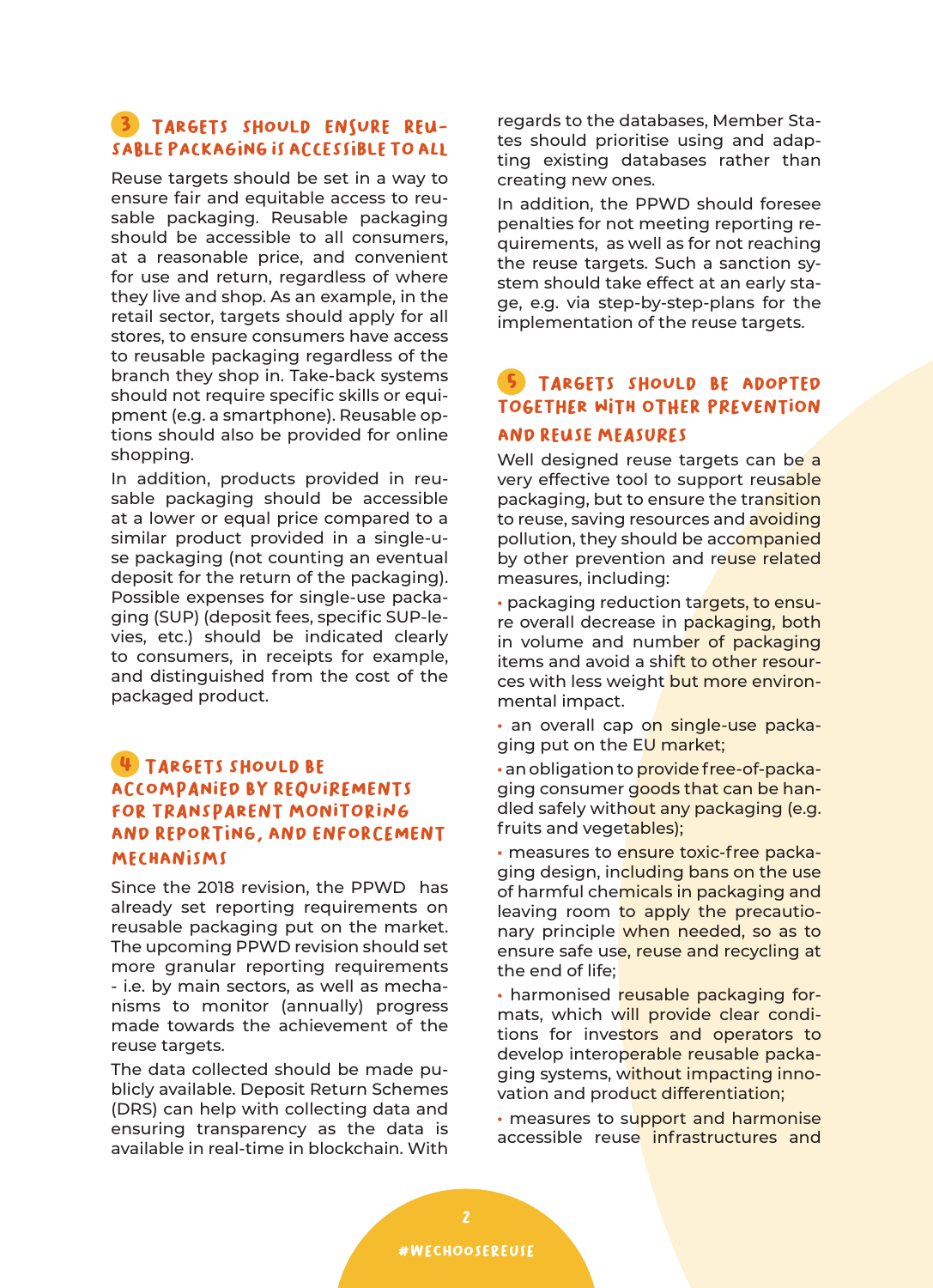## 3 TARGETS SHOULD ENSURE REUSABLE PACKAGING IS ACCESSIBLE TO ALL

Reuse targets should be set in a way to ensure fair and equitable access to reusable packaging. Reusable packaging should be accessible to all consumers, at a reasonable price, and convenient for use and return, regardless of where they live and shop. As an example, in the retail sector, targets should apply for all stores, to ensure consumers have access to reusable packaging regardless of the branch they shop in. Take-back systems should not require specific skills or equipment (e.g. a smartphone). Reusable options should also be provided for online shopping.

In addition, products provided in reusable packaging should be accessible at a lower or equal price compared to a similar product provided in a single-use packaging (not counting an eventual deposit for the return of the packaging). Possible expenses for single-use packaging (SUP) (deposit fees, specific SUP-levies, etc.) should be indicated clearly to consumers, in receipts for example, and distinguished from the cost of the packaged product.

## 4 TARGETS SHOULD BE ACCOMPANIED BY REQUIREMENTS FOR TRANSPARENT MONITORING AND REPORTING, AND ENFORCEMENT MECHANISMS

Since the 2018 revision, the PPWD has already set reporting requirements on reusable packaging put on the market. The upcoming PPWD revision should set more granular reporting requirements - i.e. by main sectors, as well as mechanisms to monitor (annually) progress made towards the achievement of the reuse targets.

The data collected should be made publicly available. Deposit Return Schemes (DRS) can help with collecting data and ensuring transparency as the data is available in real-time in blockchain. With regards to the databases, Member States should prioritise using and adapting existing databases rather than creating new ones.

In addition, the PPWD should foresee penalties for not meeting reporting requirements, as well as for not reaching the reuse targets. Such a sanction system should take effect at an early stage, e.g. via step-by-step-plans for the implementation of the reuse targets.

## 5 TARGETS SHOULD BE ADOPTED TOGETHER WITH OTHER PREVENTION AND REUSE MEASURES

Well designed reuse targets can be a very effective tool to support reusable packaging, but to ensure the transition to reuse, saving resources and avoiding pollution, they should be accompanied by other prevention and reuse related measures, including:

- packaging reduction targets, to ensure overall decrease in packaging, both in volume and number of packaging items and avoid a shift to other resources with less weight but more environmental impact.
- an overall cap on single-use packaging put on the EU market;
- an obligation to provide free-of-packaging consumer goods that can be handled safely without any packaging (e.g. fruits and vegetables);
- measures to ensure toxic-free packaging design, including bans on the use of harmful chemicals in packaging and leaving room to apply the precautionary principle when needed, so as to ensure safe use, reuse and recycling at the end of life;
- harmonised reusable packaging formats, which will provide clear conditions for investors and operators to develop interoperable reusable packaging systems, without impacting innovation and product differentiation;
- measures to support and harmonise accessible reuse infrastructures and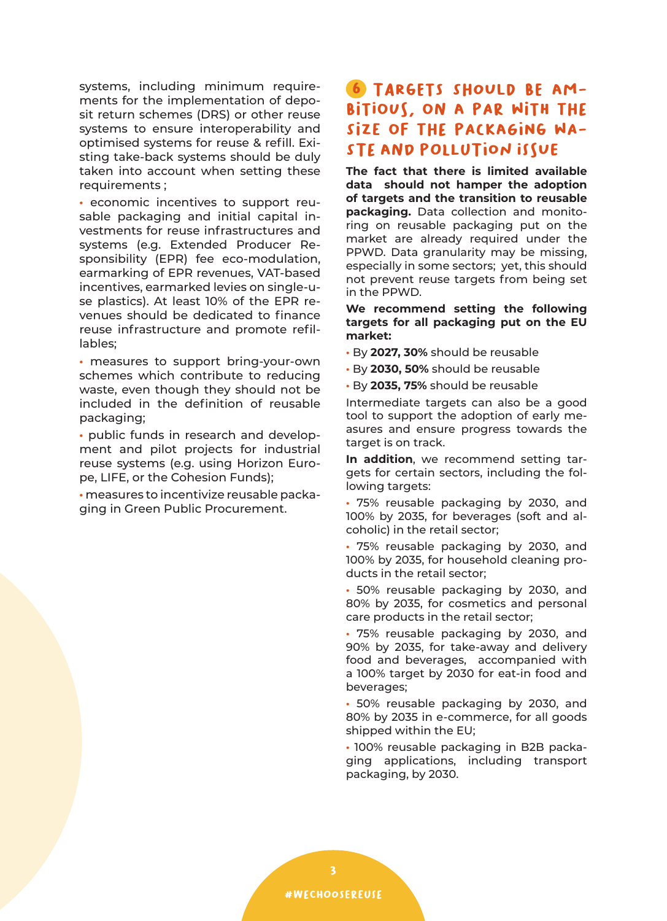systems, including minimum requirements for the implementation of deposit return schemes (DRS) or other reuse systems to ensure interoperability and optimised systems for reuse & refill. Existing take-back systems should be duly taken into account when setting these requirements ;

- economic incentives to support reusable packaging and initial capital investments for reuse infrastructures and systems (e.g. Extended Producer Responsibility (EPR) fee eco-modulation, earmarking of EPR revenues, VAT-based incentives, earmarked levies on single-use plastics). At least 10% of the EPR revenues should be dedicated to finance reuse infrastructure and promote refillables;
- measures to support bring-your-own schemes which contribute to reducing waste, even though they should not be included in the definition of reusable packaging;
- public funds in research and development and pilot projects for industrial reuse systems (e.g. using Horizon Europe, LIFE, or the Cohesion Funds);
- measures to incentivize reusable packaging in Green Public Procurement.

## 6 Targets should be ambitious, on a par with the size of the packaging waste and pollution issue

**The fact that there is limited available data should not hamper the adoption of targets and the transition to reusable packaging.** Data collection and monitoring on reusable packaging put on the market are already required under the PPWD. Data granularity may be missing, especially in some sectors; yet, this should not prevent reuse targets from being set in the PPWD.

**We recommend setting the following targets for all packaging put on the EU market:**

- By **2027, 30%** should be reusable
- By **2030, 50%** should be reusable
- By **2035, 75%** should be reusable

Intermediate targets can also be a good tool to support the adoption of early measures and ensure progress towards the target is on track.

**In addition**, we recommend setting targets for certain sectors, including the following targets:

- 75% reusable packaging by 2030, and 100% by 2035, for beverages (soft and alcoholic) in the retail sector;
- 75% reusable packaging by 2030, and 100% by 2035, for household cleaning products in the retail sector;
- 50% reusable packaging by 2030, and 80% by 2035, for cosmetics and personal care products in the retail sector;
- 75% reusable packaging by 2030, and 90% by 2035, for take-away and delivery food and beverages, accompanied with a 100% target by 2030 for eat-in food and beverages;
- 50% reusable packaging by 2030, and 80% by 2035 in e-commerce, for all goods shipped within the EU;
- 100% reusable packaging in B2B packaging applications, including transport packaging, by 2030.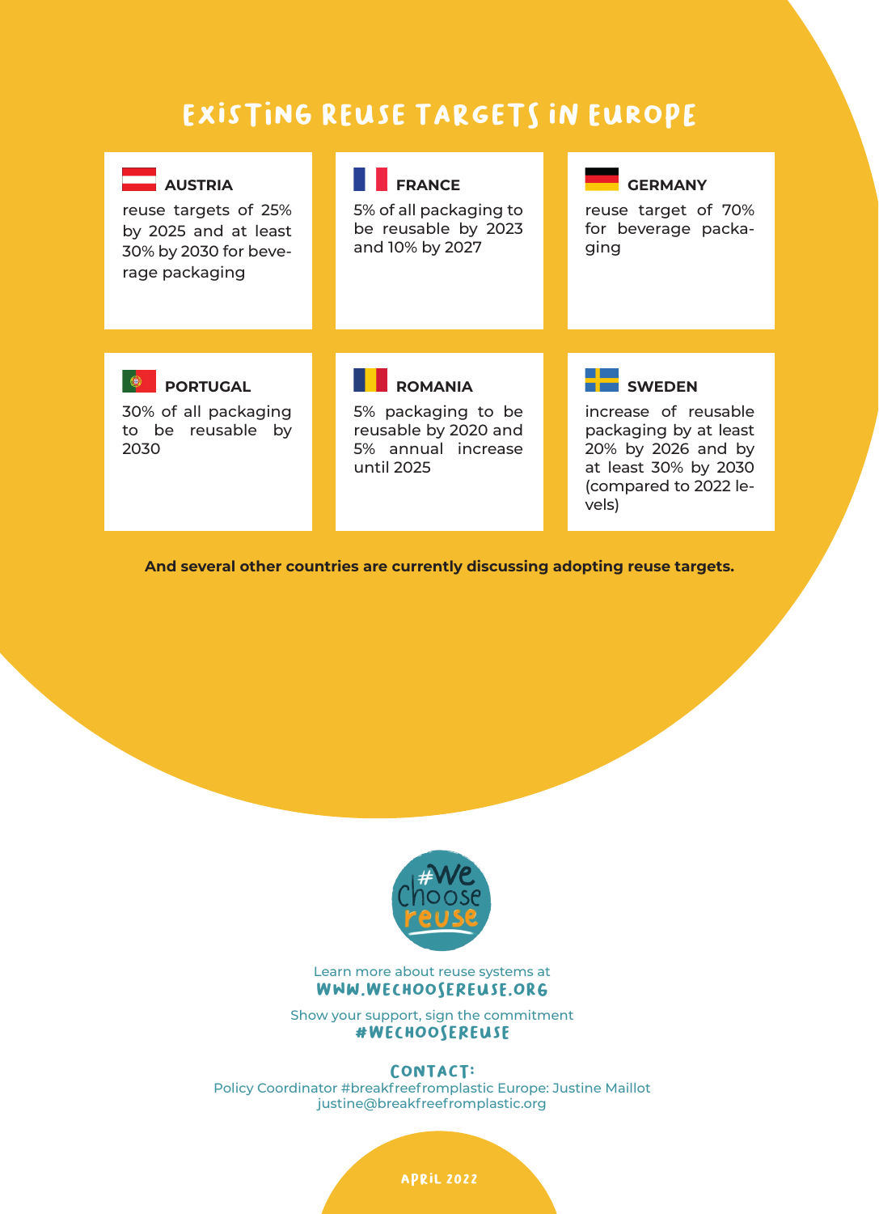## EXISTING REUSE TARGETS IN EUROPE

**AUSTRIA**

reuse targets of 25% by 2025 and at least 30% by 2030 for beverage packaging

**FRANCE**

5% of all packaging to be reusable by 2023 and 10% by 2027

**GERMANY**

reuse target of 70% for beverage packaging

**PORTUGAL**

30% of all packaging to be reusable by 2030

**ROMANIA**

5% packaging to be reusable by 2020 and 5% annual increase until 2025

**SWEDEN**

increase of reusable packaging by at least 20% by 2026 and by at least 30% by 2030 (compared to 2022 levels)

**And several other countries are currently discussing adopting reuse targets.**

#WeChooseReuse

Learn more about reuse systems at
**WWW.WECHOOSEREUSE.ORG**

Show your support, sign the commitment
**#WECHOOSEREUSE**

**CONTACT:**
Policy Coordinator #breakfreefromplastic Europe: Justine Maillot
justine@breakfreefromplastic.org

APRIL 2022